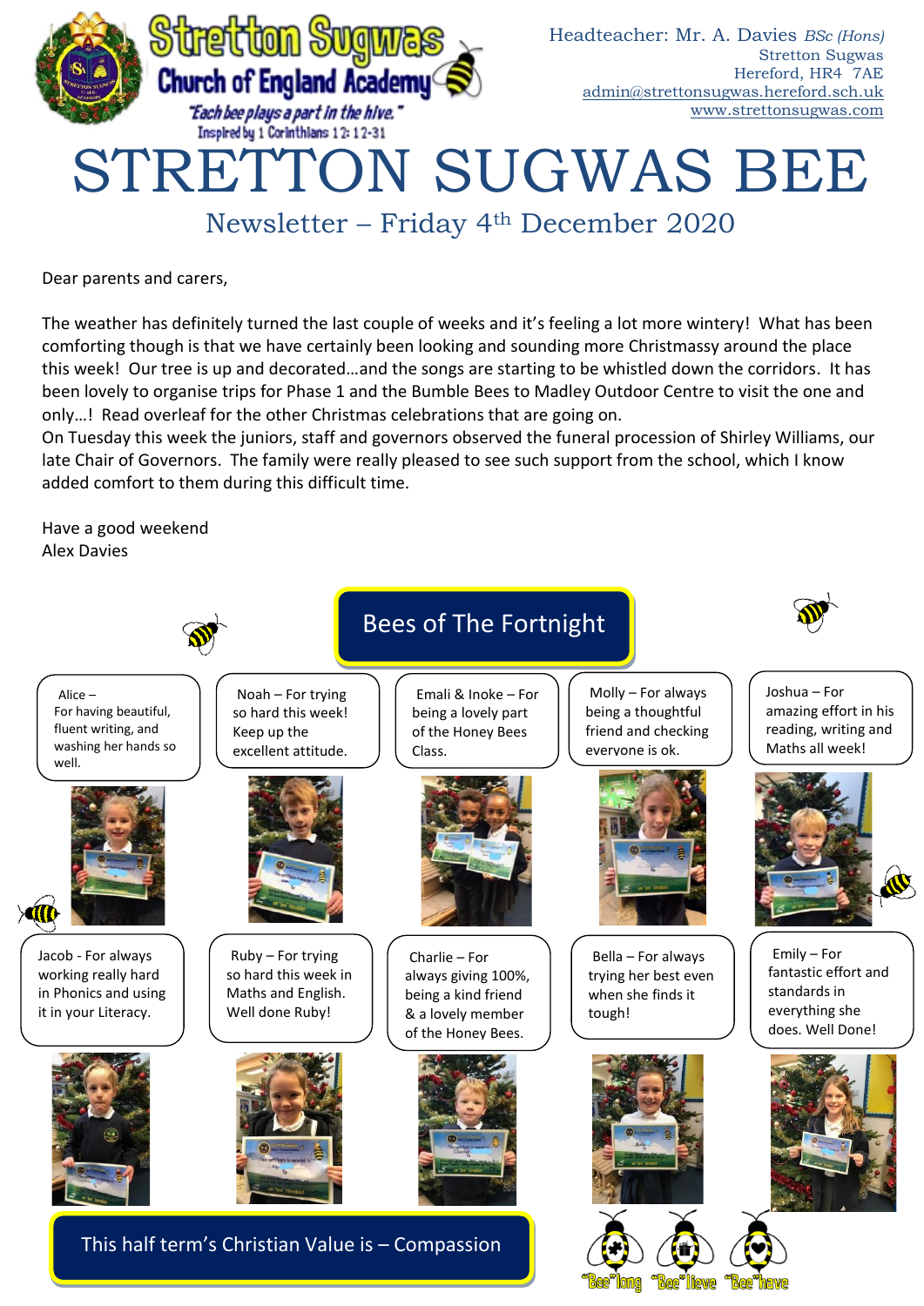Stretton Sugwas Church of England Academy

*"Each bee plays a part in the hive."*
Inspired by 1 Corinthians 12: 12-31

Headteacher: Mr. A. Davies *BSc (Hons)*
Stretton Sugwas
Hereford, HR4 7AE
admin@strettonsugwas.hereford.sch.uk
www.strettonsugwas.com

# STRETTON SUGWAS BEE

## Newsletter – Friday 4th December 2020

Dear parents and carers,

The weather has definitely turned the last couple of weeks and it's feeling a lot more wintery! What has been comforting though is that we have certainly been looking and sounding more Christmassy around the place this week! Our tree is up and decorated…and the songs are starting to be whistled down the corridors. It has been lovely to organise trips for Phase 1 and the Bumble Bees to Madley Outdoor Centre to visit the one and only…! Read overleaf for the other Christmas celebrations that are going on.
On Tuesday this week the juniors, staff and governors observed the funeral procession of Shirley Williams, our late Chair of Governors. The family were really pleased to see such support from the school, which I know added comfort to them during this difficult time.

Have a good weekend
Alex Davies

## Bees of The Fortnight

Alice – For having beautiful, fluent writing, and washing her hands so well.

Noah – For trying so hard this week! Keep up the excellent attitude.

Emali & Inoke – For being a lovely part of the Honey Bees Class.

Molly – For always being a thoughtful friend and checking everyone is ok.

Joshua – For amazing effort in his reading, writing and Maths all week!

Jacob - For always working really hard in Phonics and using it in your Literacy.

Ruby – For trying so hard this week in Maths and English. Well done Ruby!

Charlie – For always giving 100%, being a kind friend & a lovely member of the Honey Bees.

Bella – For always trying her best even when she finds it tough!

Emily – For fantastic effort and standards in everything she does. Well Done!

**This half term's Christian Value is – Compassion**

"Bee"long "Bee"lieve "Bee"have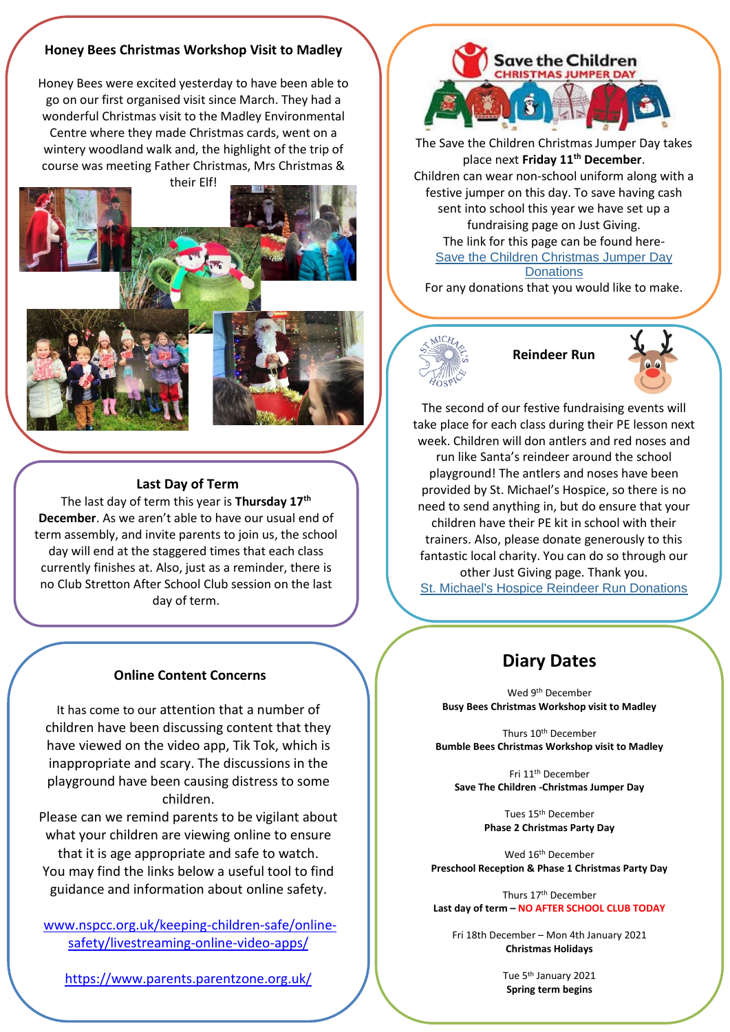## Honey Bees Christmas Workshop Visit to Madley

Honey Bees were excited yesterday to have been able to go on our first organised visit since March. They had a wonderful Christmas visit to the Madley Environmental Centre where they made Christmas cards, went on a wintery woodland walk and, the highlight of the trip of course was meeting Father Christmas, Mrs Christmas & their Elf!

## Last Day of Term

The last day of term this year is **Thursday 17th December**. As we aren't able to have our usual end of term assembly, and invite parents to join us, the school day will end at the staggered times that each class currently finishes at. Also, just as a reminder, there is no Club Stretton After School Club session on the last day of term.

## Online Content Concerns

It has come to our attention that a number of children have been discussing content that they have viewed on the video app, Tik Tok, which is inappropriate and scary. The discussions in the playground have been causing distress to some children.

Please can we remind parents to be vigilant about what your children are viewing online to ensure that it is age appropriate and safe to watch. You may find the links below a useful tool to find guidance and information about online safety.

www.nspcc.org.uk/keeping-children-safe/online-safety/livestreaming-online-video-apps/

https://www.parents.parentzone.org.uk/

## Save the Children Christmas Jumper Day

The Save the Children Christmas Jumper Day takes place next **Friday 11th December**.

Children can wear non-school uniform along with a festive jumper on this day. To save having cash sent into school this year we have set up a fundraising page on Just Giving.

The link for this page can be found here- Save the Children Christmas Jumper Day Donations

For any donations that you would like to make.

## Reindeer Run

St Michael's Hospice

The second of our festive fundraising events will take place for each class during their PE lesson next week. Children will don antlers and red noses and run like Santa's reindeer around the school playground! The antlers and noses have been provided by St. Michael's Hospice, so there is no need to send anything in, but do ensure that your children have their PE kit in school with their trainers. Also, please donate generously to this fantastic local charity. You can do so through our other Just Giving page. Thank you.

St. Michael's Hospice Reindeer Run Donations

## Diary Dates

Wed 9th December
**Busy Bees Christmas Workshop visit to Madley**

Thurs 10th December
**Bumble Bees Christmas Workshop visit to Madley**

Fri 11th December
**Save The Children -Christmas Jumper Day**

Tues 15th December
**Phase 2 Christmas Party Day**

Wed 16th December
**Preschool Reception & Phase 1 Christmas Party Day**

Thurs 17th December
**Last day of term – NO AFTER SCHOOL CLUB TODAY**

Fri 18th December – Mon 4th January 2021
**Christmas Holidays**

Tue 5th January 2021
**Spring term begins**